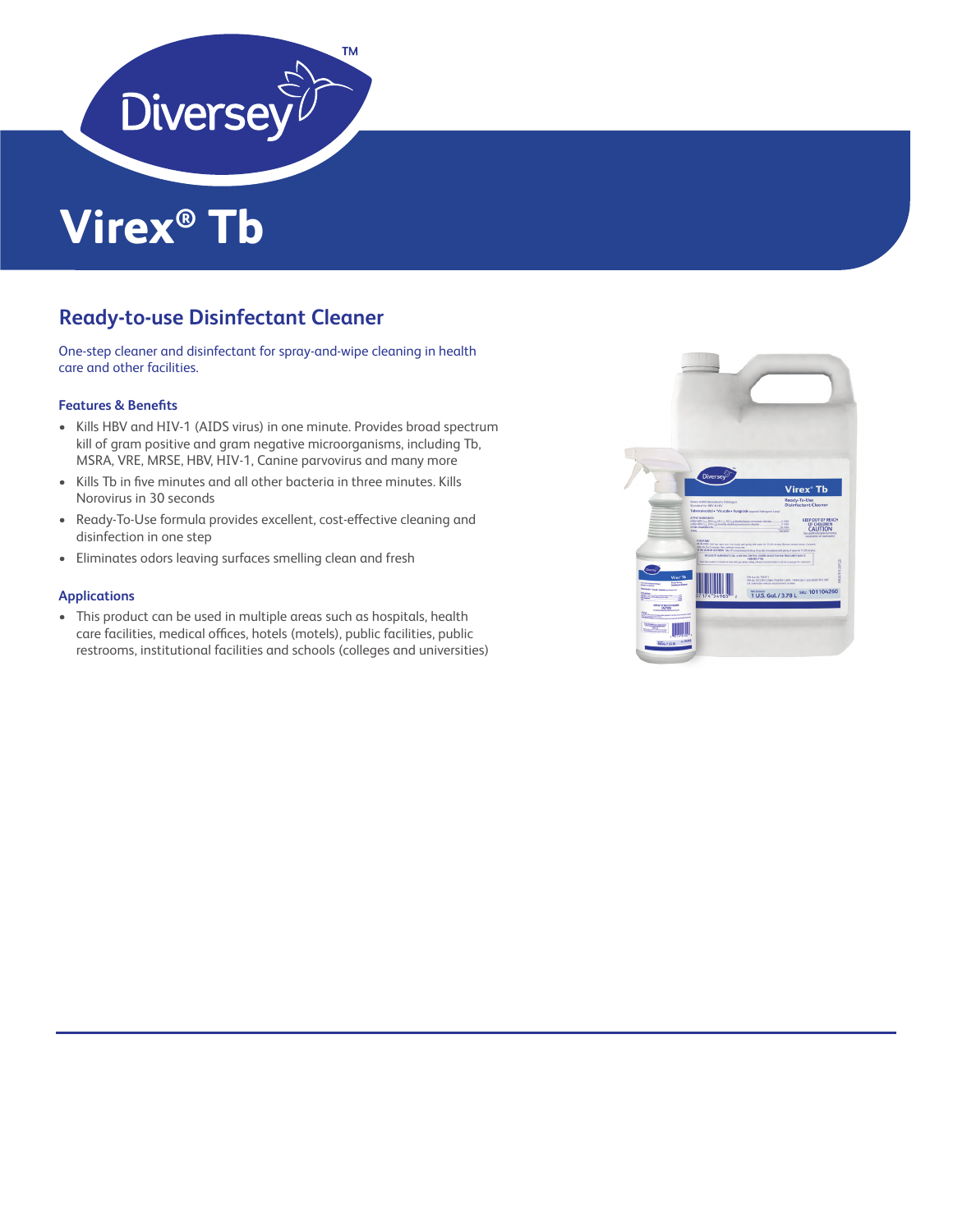# Virex® Tb

## Ready-to-use Disinfectant Cleaner

One-step cleaner and disinfectant for spray-and-wipe cleaning in health care and other facilities.

### Features & Benefits

- Kills HBV and HIV-1 (AIDS virus) in one minute. Provides broad spectrum kill of gram positive and gram negative microorganisms, including Tb, MSRA, VRE, MRSE, HBV, HIV-1, Canine parvovirus and many more
- Kills Tb in five minutes and all other bacteria in three minutes. Kills Norovirus in 30 seconds
- Ready-To-Use formula provides excellent, cost-effective cleaning and disinfection in one step
- Eliminates odors leaving surfaces smelling clean and fresh

### Applications

- This product can be used in multiple areas such as hospitals, health care facilities, medical offices, hotels (motels), public facilities, public restrooms, institutional facilities and schools (colleges and universities)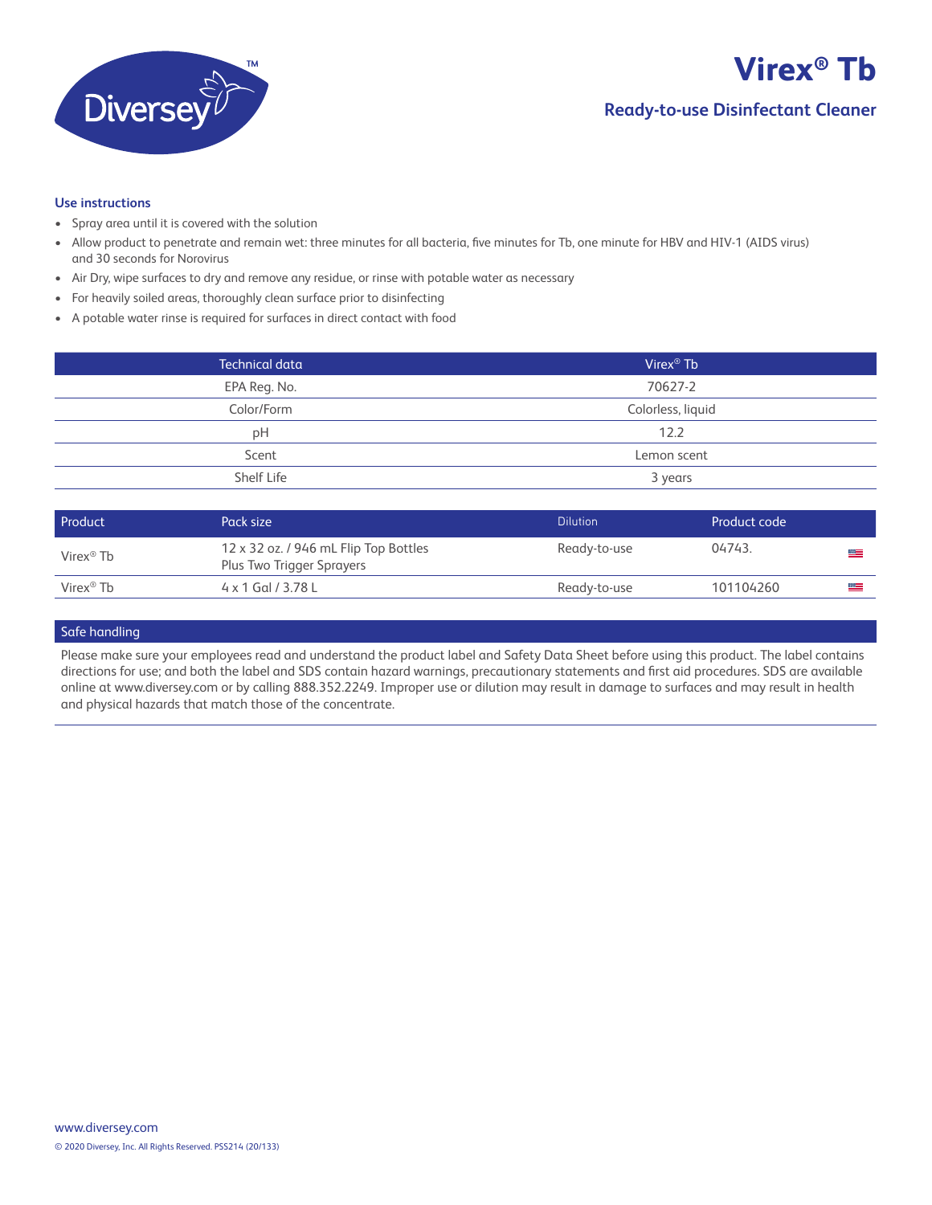# Virex® Tb

## Ready-to-use Disinfectant Cleaner

### Use instructions

- Spray area until it is covered with the solution
- Allow product to penetrate and remain wet: three minutes for all bacteria, five minutes for Tb, one minute for HBV and HIV-1 (AIDS virus) and 30 seconds for Norovirus
- Air Dry, wipe surfaces to dry and remove any residue, or rinse with potable water as necessary
- For heavily soiled areas, thoroughly clean surface prior to disinfecting
- A potable water rinse is required for surfaces in direct contact with food

| Technical data | Virex® Tb |
|---|---|
| EPA Reg. No. | 70627-2 |
| Color/Form | Colorless, liquid |
| pH | 12.2 |
| Scent | Lemon scent |
| Shelf Life | 3 years |

| Product | Pack size | Dilution | Product code |
|---|---|---|---|
| Virex® Tb | 12 x 32 oz. / 946 mL Flip Top Bottles Plus Two Trigger Sprayers | Ready-to-use | 04743. |
| Virex® Tb | 4 x 1 Gal / 3.78 L | Ready-to-use | 101104260 |

### Safe handling

Please make sure your employees read and understand the product label and Safety Data Sheet before using this product. The label contains directions for use; and both the label and SDS contain hazard warnings, precautionary statements and first aid procedures. SDS are available online at www.diversey.com or by calling 888.352.2249. Improper use or dilution may result in damage to surfaces and may result in health and physical hazards that match those of the concentrate.

www.diversey.com

© 2020 Diversey, Inc. All Rights Reserved. PSS214 (20/133)